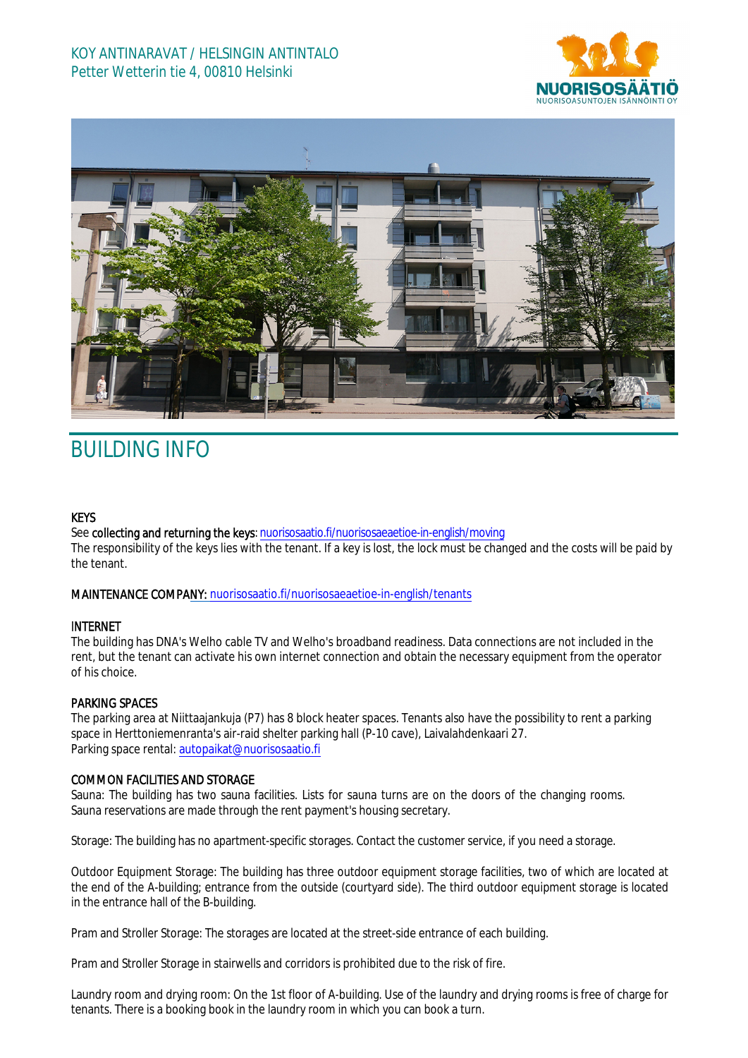KOY ANTINARAVAT / HELSINGIN ANTINTALO
Petter Wetterin tie 4, 00810 Helsinki

# BUILDING INFO

**KEYS**
See collecting and returning the keys: nuorisosaatio.fi/nuorisosaeaetioe-in-english/moving
The responsibility of the keys lies with the tenant. If a key is lost, the lock must be changed and the costs will be paid by the tenant.

**MAINTENANCE COMPANY:** nuorisosaatio.fi/nuorisosaeaetioe-in-english/tenants

**INTERNET**
The building has DNA's Welho cable TV and Welho's broadband readiness. Data connections are not included in the rent, but the tenant can activate his own internet connection and obtain the necessary equipment from the operator of his choice.

**PARKING SPACES**
The parking area at Niittaajankuja (P7) has 8 block heater spaces. Tenants also have the possibility to rent a parking space in Herttoniemenranta's air-raid shelter parking hall (P-10 cave), Laivalahdenkaari 27.
Parking space rental: autopaikat@nuorisosaatio.fi

**COMMON FACILITIES AND STORAGE**
Sauna: The building has two sauna facilities. Lists for sauna turns are on the doors of the changing rooms. Sauna reservations are made through the rent payment's housing secretary.

Storage: The building has no apartment-specific storages. Contact the customer service, if you need a storage.

Outdoor Equipment Storage: The building has three outdoor equipment storage facilities, two of which are located at the end of the A-building; entrance from the outside (courtyard side). The third outdoor equipment storage is located in the entrance hall of the B-building.

Pram and Stroller Storage: The storages are located at the street-side entrance of each building.

Pram and Stroller Storage in stairwells and corridors is prohibited due to the risk of fire.

Laundry room and drying room: On the 1st floor of A-building. Use of the laundry and drying rooms is free of charge for tenants. There is a booking book in the laundry room in which you can book a turn.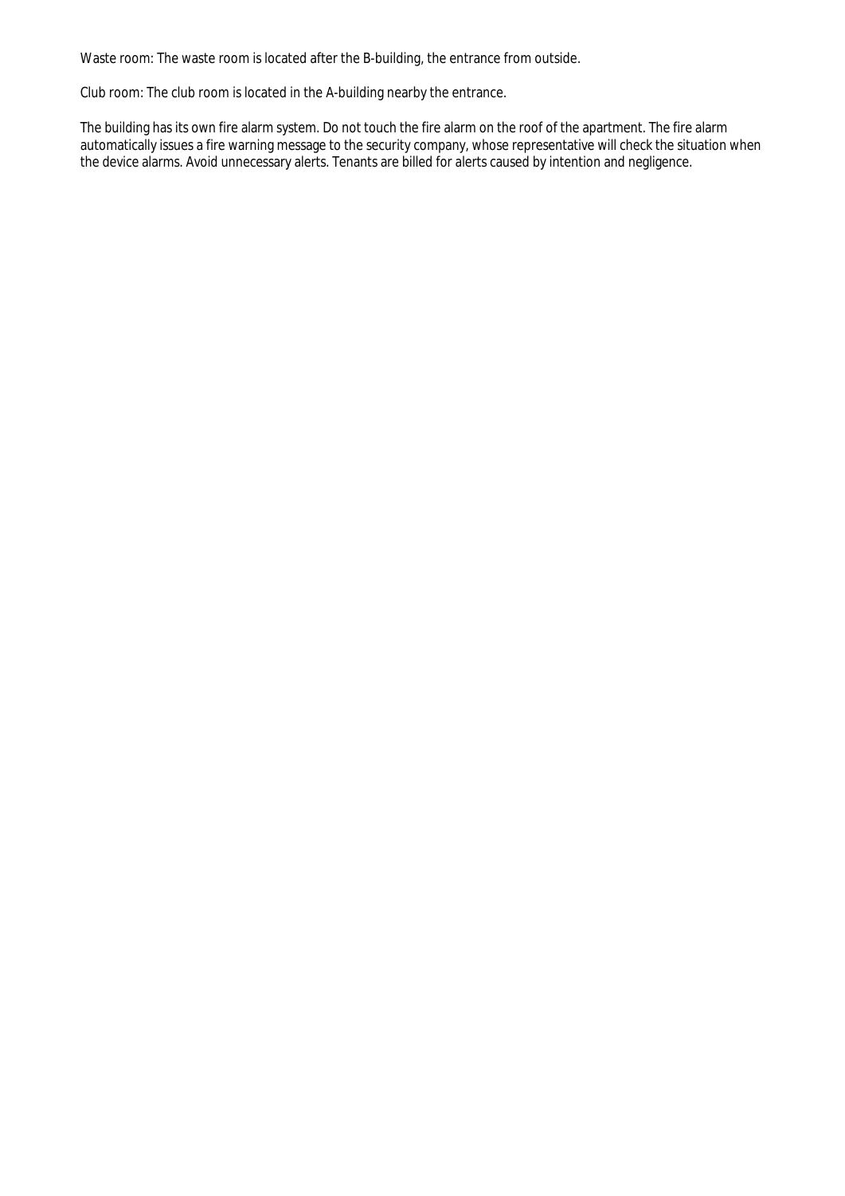Waste room: The waste room is located after the B-building, the entrance from outside.

Club room: The club room is located in the A-building nearby the entrance.

The building has its own fire alarm system. Do not touch the fire alarm on the roof of the apartment. The fire alarm automatically issues a fire warning message to the security company, whose representative will check the situation when the device alarms. Avoid unnecessary alerts. Tenants are billed for alerts caused by intention and negligence.